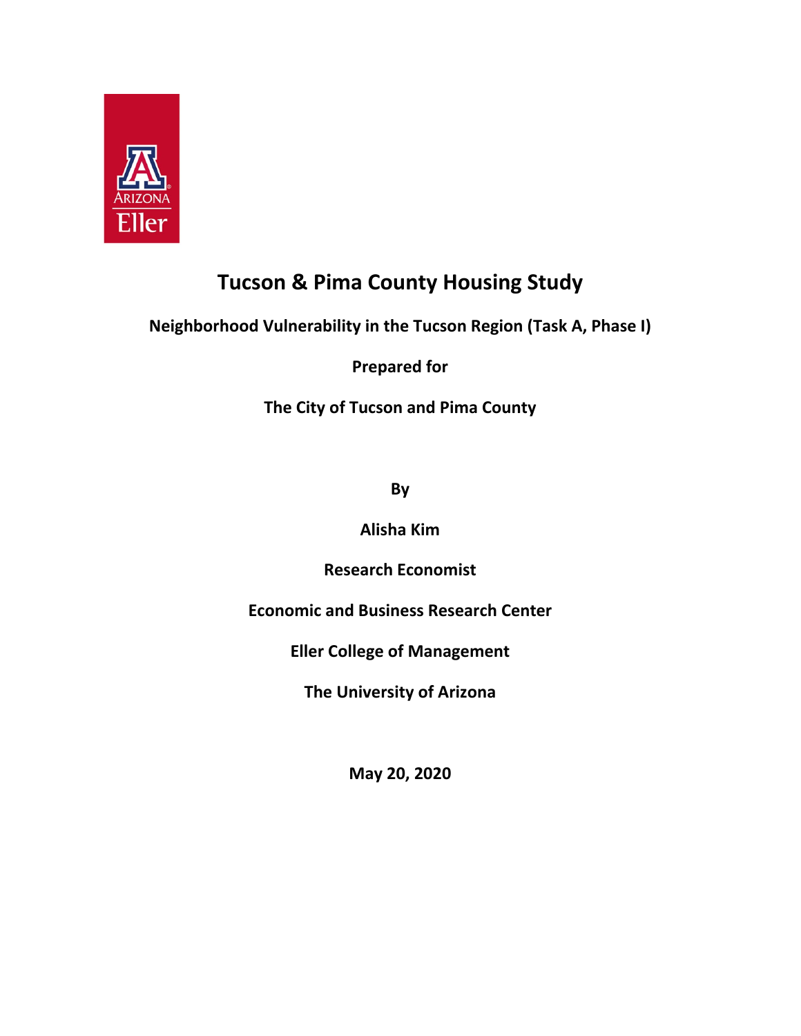# Tucson & Pima County Housing Study

**Neighborhood Vulnerability in the Tucson Region (Task A, Phase I)**

**Prepared for**

**The City of Tucson and Pima County**

**By**

**Alisha Kim**

**Research Economist**

**Economic and Business Research Center**

**Eller College of Management**

**The University of Arizona**

**May 20, 2020**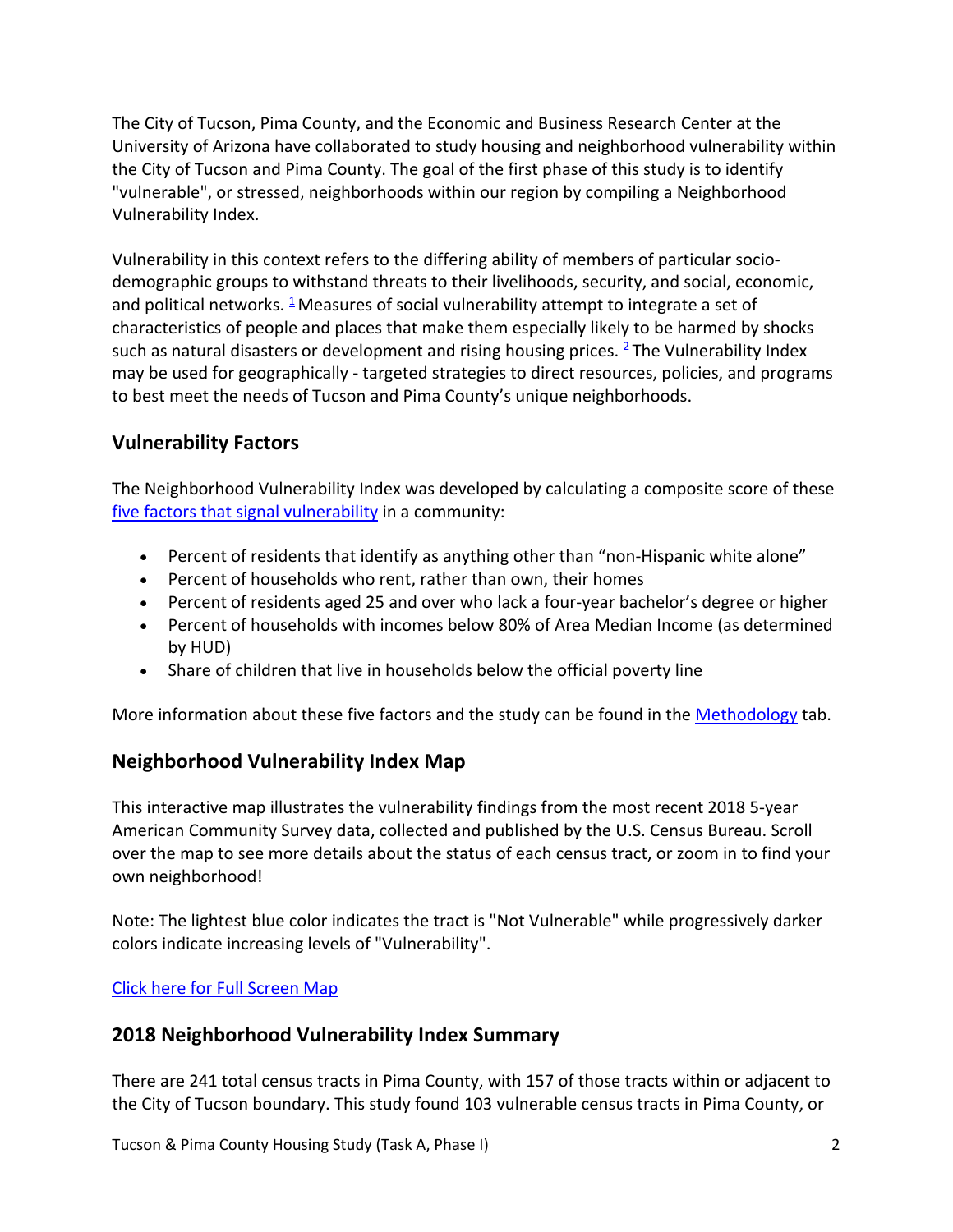The City of Tucson, Pima County, and the Economic and Business Research Center at the University of Arizona have collaborated to study housing and neighborhood vulnerability within the City of Tucson and Pima County. The goal of the first phase of this study is to identify "vulnerable", or stressed, neighborhoods within our region by compiling a Neighborhood Vulnerability Index.

Vulnerability in this context refers to the differing ability of members of particular socio-demographic groups to withstand threats to their livelihoods, security, and social, economic, and political networks. [1] Measures of social vulnerability attempt to integrate a set of characteristics of people and places that make them especially likely to be harmed by shocks such as natural disasters or development and rising housing prices. [2] The Vulnerability Index may be used for geographically - targeted strategies to direct resources, policies, and programs to best meet the needs of Tucson and Pima County's unique neighborhoods.

## Vulnerability Factors

The Neighborhood Vulnerability Index was developed by calculating a composite score of these five factors that signal vulnerability in a community:

- Percent of residents that identify as anything other than "non-Hispanic white alone"
- Percent of households who rent, rather than own, their homes
- Percent of residents aged 25 and over who lack a four-year bachelor's degree or higher
- Percent of households with incomes below 80% of Area Median Income (as determined by HUD)
- Share of children that live in households below the official poverty line

More information about these five factors and the study can be found in the Methodology tab.

## Neighborhood Vulnerability Index Map

This interactive map illustrates the vulnerability findings from the most recent 2018 5-year American Community Survey data, collected and published by the U.S. Census Bureau. Scroll over the map to see more details about the status of each census tract, or zoom in to find your own neighborhood!

Note: The lightest blue color indicates the tract is "Not Vulnerable" while progressively darker colors indicate increasing levels of "Vulnerability".

Click here for Full Screen Map

## 2018 Neighborhood Vulnerability Index Summary

There are 241 total census tracts in Pima County, with 157 of those tracts within or adjacent to the City of Tucson boundary. This study found 103 vulnerable census tracts in Pima County, or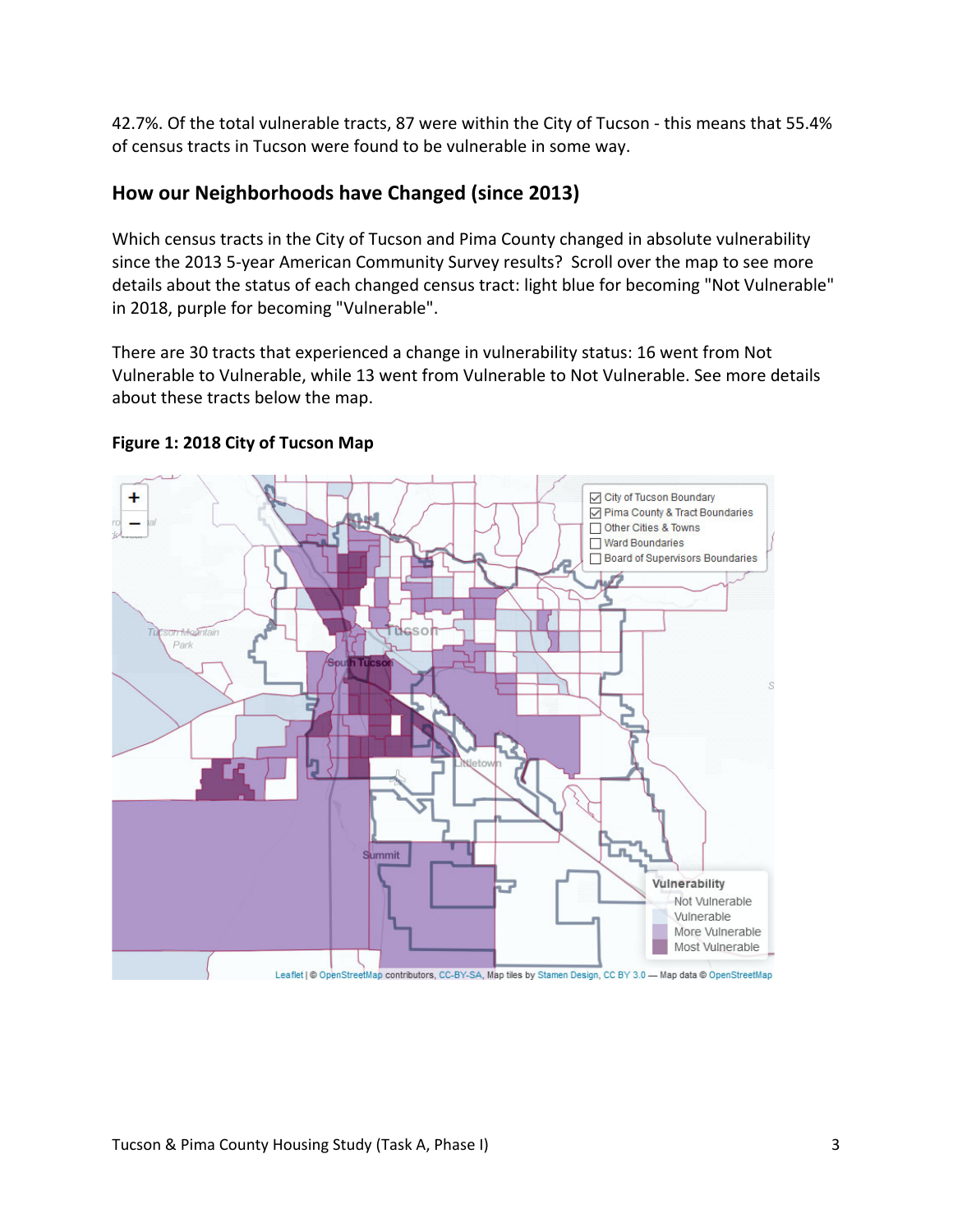42.7%. Of the total vulnerable tracts, 87 were within the City of Tucson - this means that 55.4% of census tracts in Tucson were found to be vulnerable in some way.

## How our Neighborhoods have Changed (since 2013)

Which census tracts in the City of Tucson and Pima County changed in absolute vulnerability since the 2013 5-year American Community Survey results? Scroll over the map to see more details about the status of each changed census tract: light blue for becoming "Not Vulnerable" in 2018, purple for becoming "Vulnerable".

There are 30 tracts that experienced a change in vulnerability status: 16 went from Not Vulnerable to Vulnerable, while 13 went from Vulnerable to Not Vulnerable. See more details about these tracts below the map.

**Figure 1: 2018 City of Tucson Map**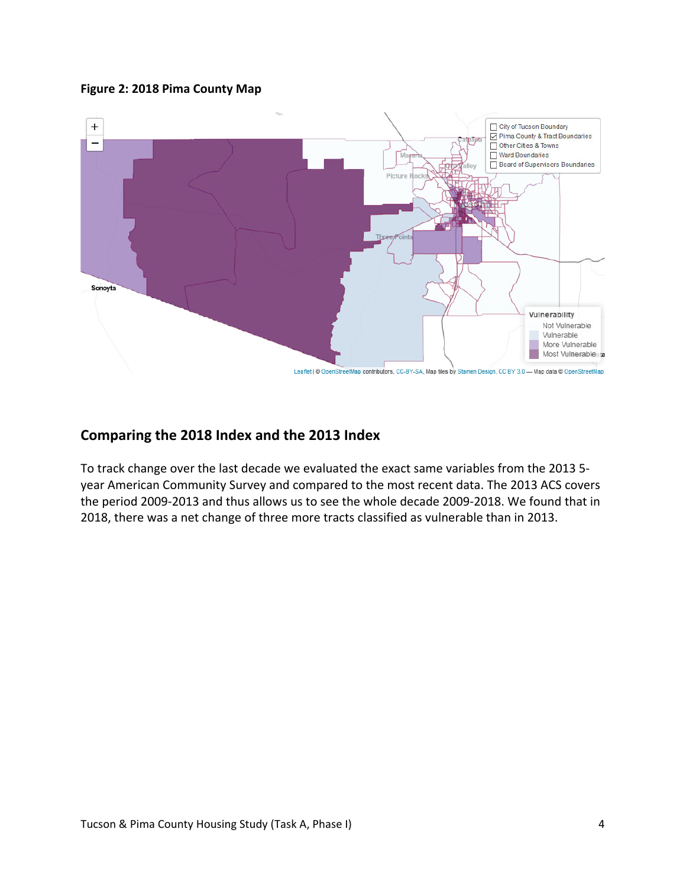**Figure 2: 2018 Pima County Map**

## Comparing the 2018 Index and the 2013 Index

To track change over the last decade we evaluated the exact same variables from the 2013 5-year American Community Survey and compared to the most recent data. The 2013 ACS covers the period 2009-2013 and thus allows us to see the whole decade 2009-2018. We found that in 2018, there was a net change of three more tracts classified as vulnerable than in 2013.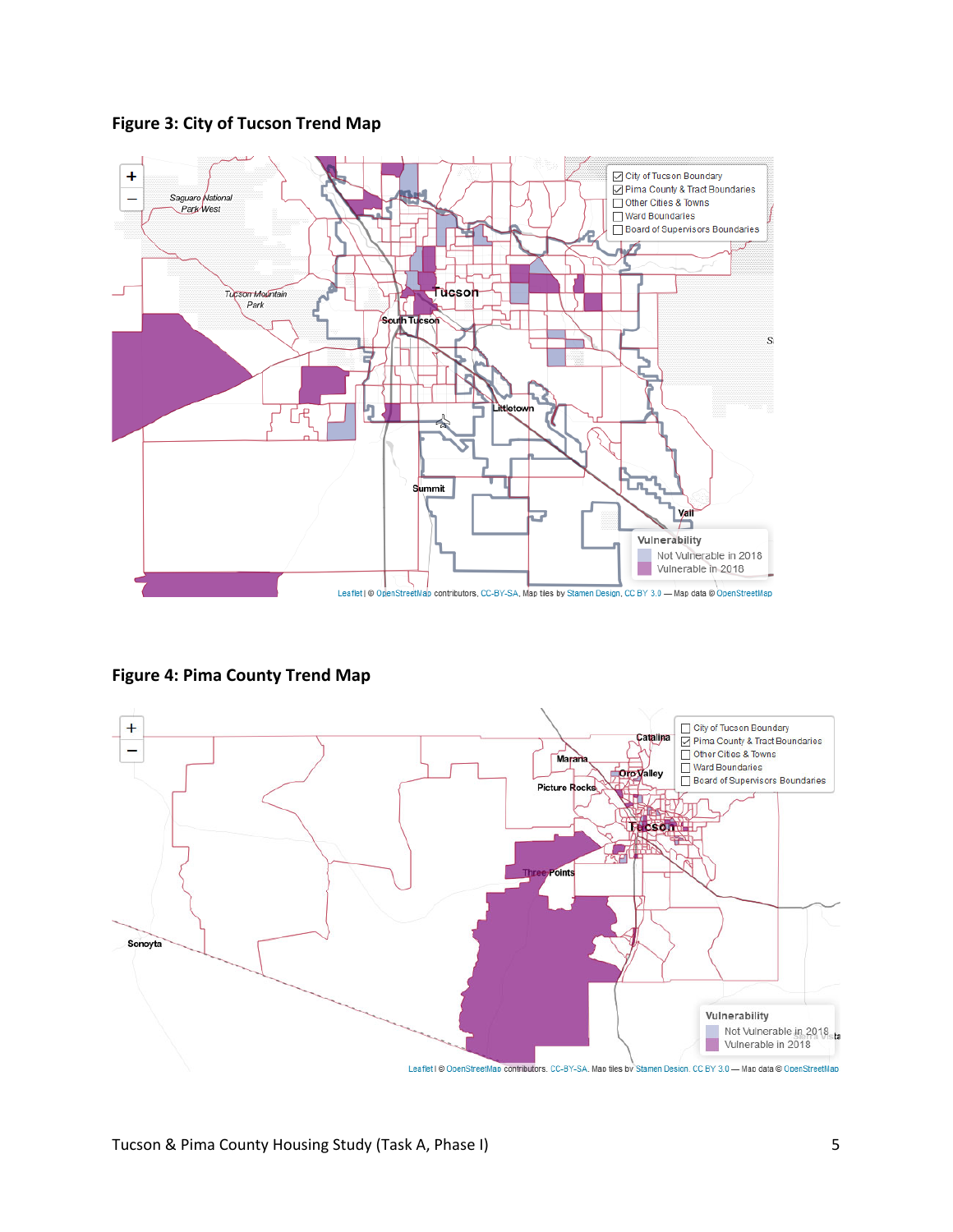## Figure 3: City of Tucson Trend Map

## Figure 4: Pima County Trend Map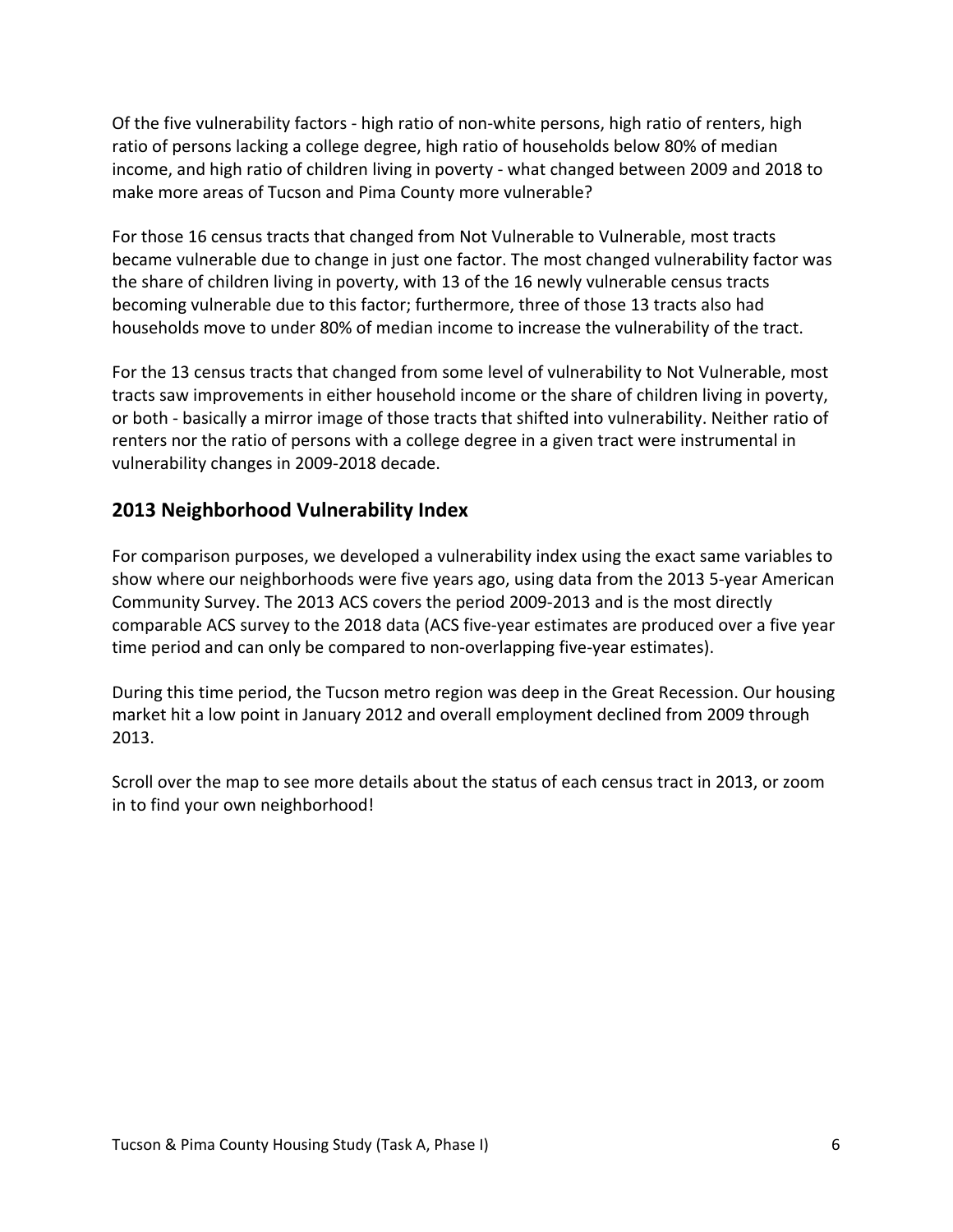Of the five vulnerability factors - high ratio of non-white persons, high ratio of renters, high ratio of persons lacking a college degree, high ratio of households below 80% of median income, and high ratio of children living in poverty - what changed between 2009 and 2018 to make more areas of Tucson and Pima County more vulnerable?

For those 16 census tracts that changed from Not Vulnerable to Vulnerable, most tracts became vulnerable due to change in just one factor. The most changed vulnerability factor was the share of children living in poverty, with 13 of the 16 newly vulnerable census tracts becoming vulnerable due to this factor; furthermore, three of those 13 tracts also had households move to under 80% of median income to increase the vulnerability of the tract.

For the 13 census tracts that changed from some level of vulnerability to Not Vulnerable, most tracts saw improvements in either household income or the share of children living in poverty, or both - basically a mirror image of those tracts that shifted into vulnerability. Neither ratio of renters nor the ratio of persons with a college degree in a given tract were instrumental in vulnerability changes in 2009-2018 decade.

## 2013 Neighborhood Vulnerability Index

For comparison purposes, we developed a vulnerability index using the exact same variables to show where our neighborhoods were five years ago, using data from the 2013 5-year American Community Survey. The 2013 ACS covers the period 2009-2013 and is the most directly comparable ACS survey to the 2018 data (ACS five-year estimates are produced over a five year time period and can only be compared to non-overlapping five-year estimates).

During this time period, the Tucson metro region was deep in the Great Recession. Our housing market hit a low point in January 2012 and overall employment declined from 2009 through 2013.

Scroll over the map to see more details about the status of each census tract in 2013, or zoom in to find your own neighborhood!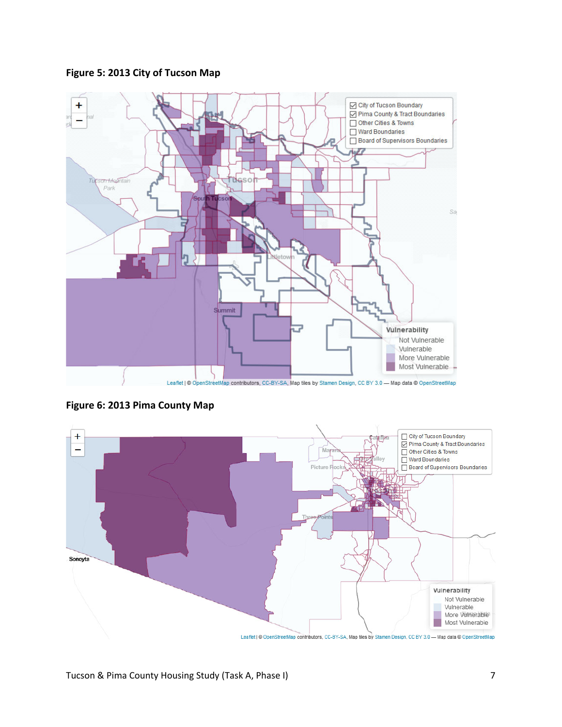**Figure 5: 2013 City of Tucson Map**

**Figure 6: 2013 Pima County Map**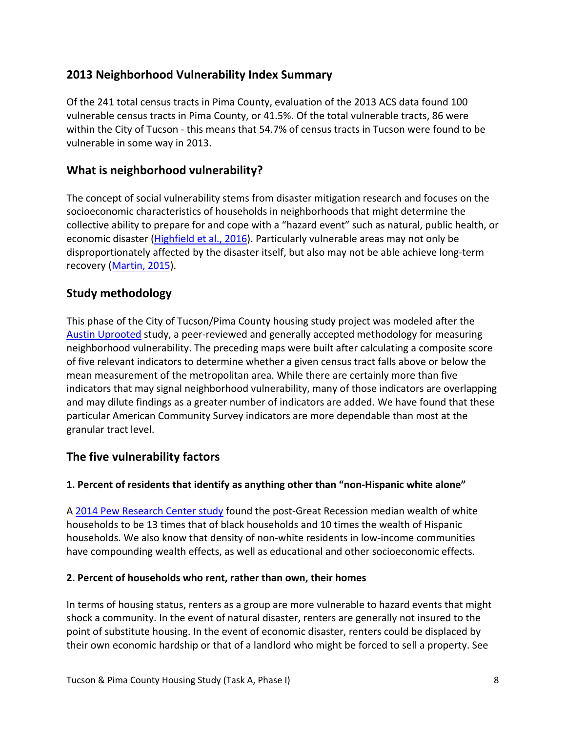## 2013 Neighborhood Vulnerability Index Summary

Of the 241 total census tracts in Pima County, evaluation of the 2013 ACS data found 100 vulnerable census tracts in Pima County, or 41.5%. Of the total vulnerable tracts, 86 were within the City of Tucson - this means that 54.7% of census tracts in Tucson were found to be vulnerable in some way in 2013.

## What is neighborhood vulnerability?

The concept of social vulnerability stems from disaster mitigation research and focuses on the socioeconomic characteristics of households in neighborhoods that might determine the collective ability to prepare for and cope with a "hazard event" such as natural, public health, or economic disaster (Highfield et al., 2016). Particularly vulnerable areas may not only be disproportionately affected by the disaster itself, but also may not be able achieve long-term recovery (Martin, 2015).

## Study methodology

This phase of the City of Tucson/Pima County housing study project was modeled after the Austin Uprooted study, a peer-reviewed and generally accepted methodology for measuring neighborhood vulnerability. The preceding maps were built after calculating a composite score of five relevant indicators to determine whether a given census tract falls above or below the mean measurement of the metropolitan area. While there are certainly more than five indicators that may signal neighborhood vulnerability, many of those indicators are overlapping and may dilute findings as a greater number of indicators are added. We have found that these particular American Community Survey indicators are more dependable than most at the granular tract level.

## The five vulnerability factors

#### 1. Percent of residents that identify as anything other than "non-Hispanic white alone"

A 2014 Pew Research Center study found the post-Great Recession median wealth of white households to be 13 times that of black households and 10 times the wealth of Hispanic households. We also know that density of non-white residents in low-income communities have compounding wealth effects, as well as educational and other socioeconomic effects.

#### 2. Percent of households who rent, rather than own, their homes

In terms of housing status, renters as a group are more vulnerable to hazard events that might shock a community. In the event of natural disaster, renters are generally not insured to the point of substitute housing. In the event of economic disaster, renters could be displaced by their own economic hardship or that of a landlord who might be forced to sell a property. See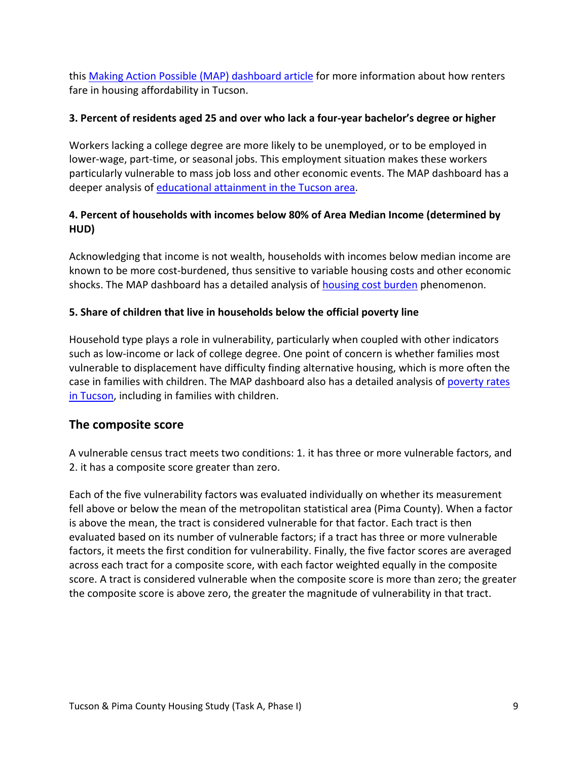this Making Action Possible (MAP) dashboard article for more information about how renters fare in housing affordability in Tucson.

**3. Percent of residents aged 25 and over who lack a four-year bachelor's degree or higher**

Workers lacking a college degree are more likely to be unemployed, or to be employed in lower-wage, part-time, or seasonal jobs. This employment situation makes these workers particularly vulnerable to mass job loss and other economic events. The MAP dashboard has a deeper analysis of educational attainment in the Tucson area.

**4. Percent of households with incomes below 80% of Area Median Income (determined by HUD)**

Acknowledging that income is not wealth, households with incomes below median income are known to be more cost-burdened, thus sensitive to variable housing costs and other economic shocks. The MAP dashboard has a detailed analysis of housing cost burden phenomenon.

**5. Share of children that live in households below the official poverty line**

Household type plays a role in vulnerability, particularly when coupled with other indicators such as low-income or lack of college degree. One point of concern is whether families most vulnerable to displacement have difficulty finding alternative housing, which is more often the case in families with children. The MAP dashboard also has a detailed analysis of poverty rates in Tucson, including in families with children.

## The composite score

A vulnerable census tract meets two conditions: 1. it has three or more vulnerable factors, and 2. it has a composite score greater than zero.

Each of the five vulnerability factors was evaluated individually on whether its measurement fell above or below the mean of the metropolitan statistical area (Pima County). When a factor is above the mean, the tract is considered vulnerable for that factor. Each tract is then evaluated based on its number of vulnerable factors; if a tract has three or more vulnerable factors, it meets the first condition for vulnerability. Finally, the five factor scores are averaged across each tract for a composite score, with each factor weighted equally in the composite score. A tract is considered vulnerable when the composite score is more than zero; the greater the composite score is above zero, the greater the magnitude of vulnerability in that tract.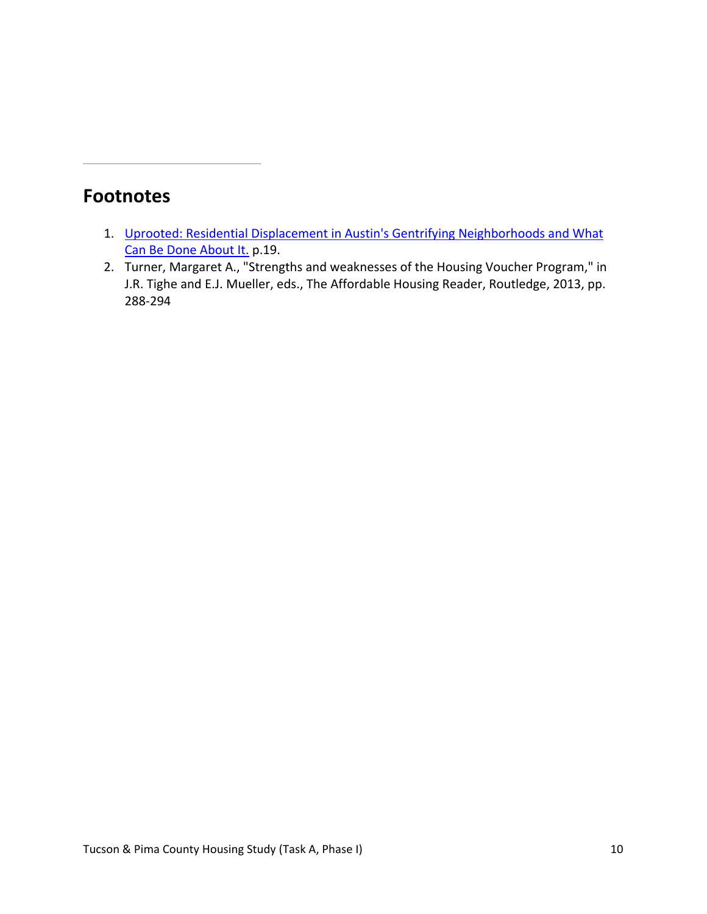## Footnotes

1. [Uprooted: Residential Displacement in Austin's Gentrifying Neighborhoods and What Can Be Done About It.] p.19.
2. Turner, Margaret A., "Strengths and weaknesses of the Housing Voucher Program," in J.R. Tighe and E.J. Mueller, eds., The Affordable Housing Reader, Routledge, 2013, pp. 288-294